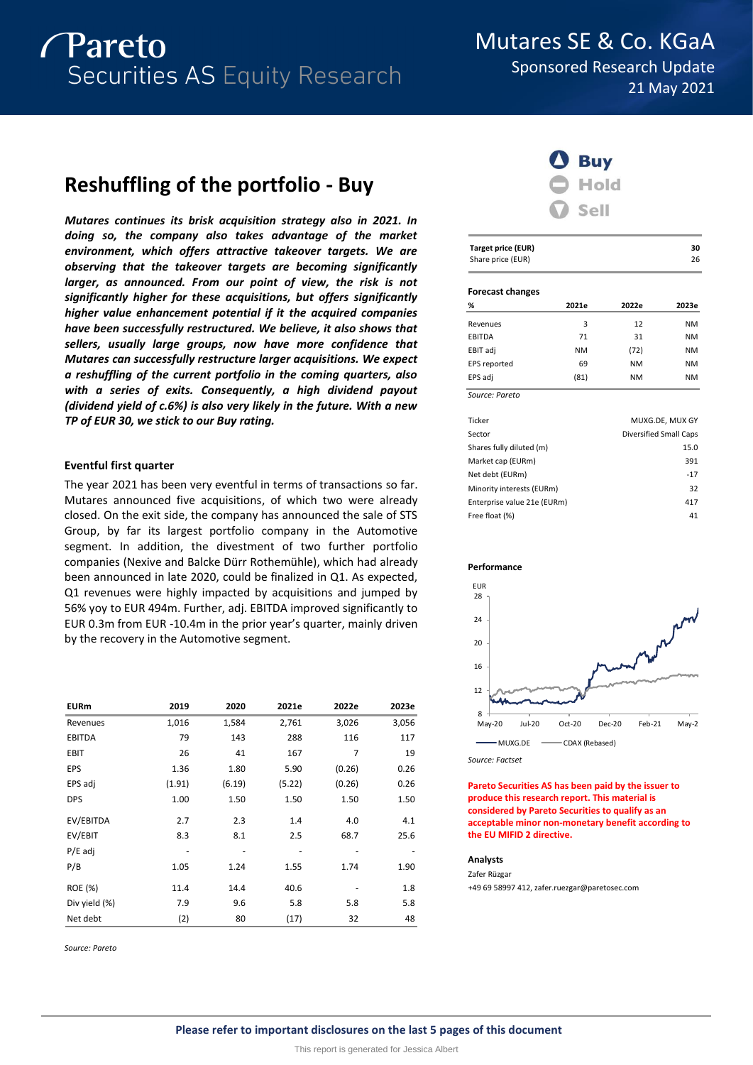# Pareto Securities AS Equity Research

## Mutares SE & Co. KGaA

Sponsored Research Update

21 May 2021

# Reshuffling of the portfolio - Buy

***Mutares continues its brisk acquisition strategy also in 2021. In doing so, the company also takes advantage of the market environment, which offers attractive takeover targets. We are observing that the takeover targets are becoming significantly larger, as announced. From our point of view, the risk is not significantly higher for these acquisitions, but offers significantly higher value enhancement potential if it the acquired companies have been successfully restructured. We believe, it also shows that sellers, usually large groups, now have more confidence that Mutares can successfully restructure larger acquisitions. We expect a reshuffling of the current portfolio in the coming quarters, also with a series of exits. Consequently, a high dividend payout (dividend yield of c.6%) is also very likely in the future. With a new TP of EUR 30, we stick to our Buy rating.***

### Eventful first quarter

The year 2021 has been very eventful in terms of transactions so far. Mutares announced five acquisitions, of which two were already closed. On the exit side, the company has announced the sale of STS Group, by far its largest portfolio company in the Automotive segment. In addition, the divestment of two further portfolio companies (Nexive and Balcke Dürr Rothemühle), which had already been announced in late 2020, could be finalized in Q1. As expected, Q1 revenues were highly impacted by acquisitions and jumped by 56% yoy to EUR 494m. Further, adj. EBITDA improved significantly to EUR 0.3m from EUR -10.4m in the prior year's quarter, mainly driven by the recovery in the Automotive segment.

| EURm | 2019 | 2020 | 2021e | 2022e | 2023e |
|---|---|---|---|---|---|
| Revenues | 1,016 | 1,584 | 2,761 | 3,026 | 3,056 |
| EBITDA | 79 | 143 | 288 | 116 | 117 |
| EBIT | 26 | 41 | 167 | 7 | 19 |
| EPS | 1.36 | 1.80 | 5.90 | (0.26) | 0.26 |
| EPS adj | (1.91) | (6.19) | (5.22) | (0.26) | 0.26 |
| DPS | 1.00 | 1.50 | 1.50 | 1.50 | 1.50 |
| EV/EBITDA | 2.7 | 2.3 | 1.4 | 4.0 | 4.1 |
| EV/EBIT | 8.3 | 8.1 | 2.5 | 68.7 | 25.6 |
| P/E adj | - | - | - | - | - |
| P/B | 1.05 | 1.24 | 1.55 | 1.74 | 1.90 |
| ROE (%) | 11.4 | 14.4 | 40.6 | - | 1.8 |
| Div yield (%) | 7.9 | 9.6 | 5.8 | 5.8 | 5.8 |
| Net debt | (2) | 80 | (17) | 32 | 48 |

*Source: Pareto*

**Buy** / Hold / Sell

| Target price (EUR) | 30 |
|---|---|
| Share price (EUR) | 26 |

**Forecast changes**

| % | 2021e | 2022e | 2023e |
|---|---|---|---|
| Revenues | 3 | 12 | NM |
| EBITDA | 71 | 31 | NM |
| EBIT adj | NM | (72) | NM |
| EPS reported | 69 | NM | NM |
| EPS adj | (81) | NM | NM |

*Source: Pareto*

| Ticker | MUXG.DE, MUX GY |
|---|---|
| Sector | Diversified Small Caps |
| Shares fully diluted (m) | 15.0 |
| Market cap (EURm) | 391 |
| Net debt (EURm) | -17 |
| Minority interests (EURm) | 32 |
| Enterprise value 21e (EURm) | 417 |
| Free float (%) | 41 |

**Performance**

*Source: Factset*

**Pareto Securities AS has been paid by the issuer to produce this research report. This material is considered by Pareto Securities to qualify as an acceptable minor non-monetary benefit according to the EU MIFID 2 directive.**

**Analysts**

Zafer Rüzgar

+49 69 58997 412, zafer.ruezgar@paretosec.com

**Please refer to important disclosures on the last 5 pages of this document**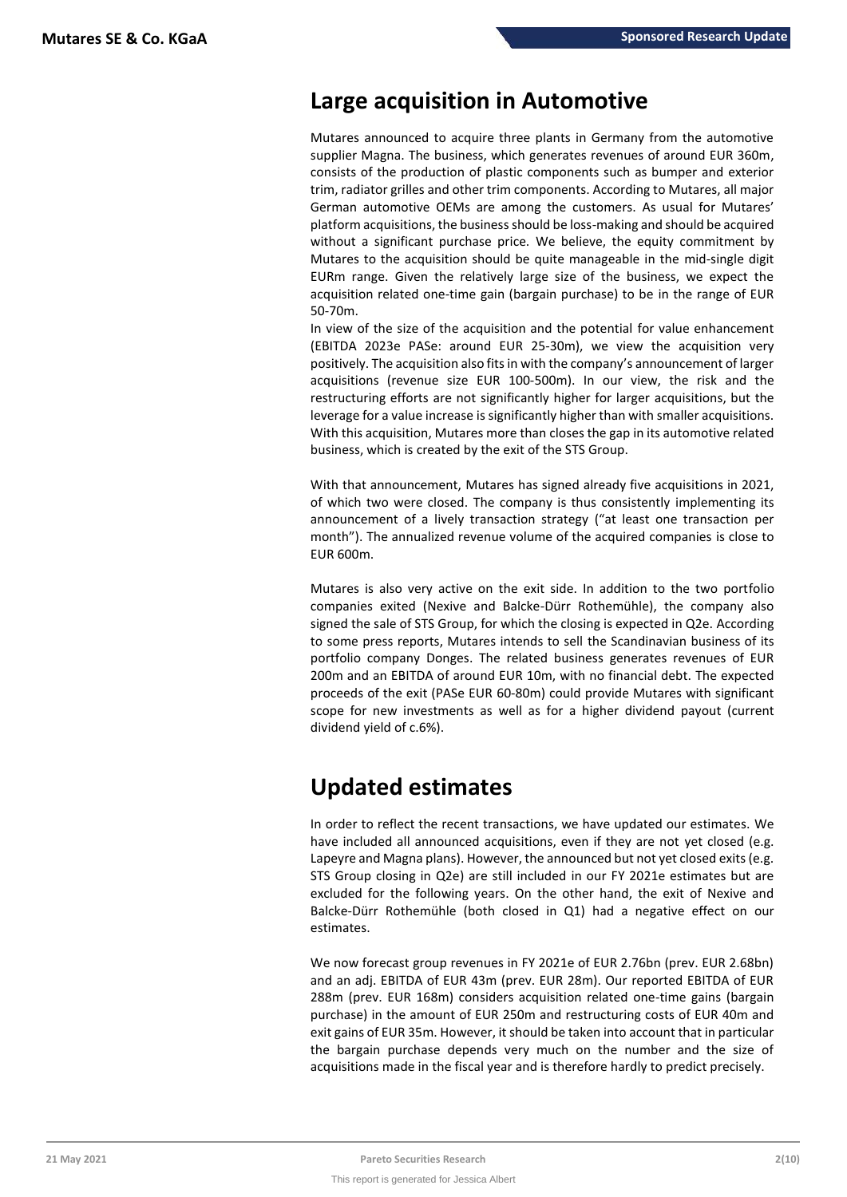## Large acquisition in Automotive

Mutares announced to acquire three plants in Germany from the automotive supplier Magna. The business, which generates revenues of around EUR 360m, consists of the production of plastic components such as bumper and exterior trim, radiator grilles and other trim components. According to Mutares, all major German automotive OEMs are among the customers. As usual for Mutares' platform acquisitions, the business should be loss-making and should be acquired without a significant purchase price. We believe, the equity commitment by Mutares to the acquisition should be quite manageable in the mid-single digit EURm range. Given the relatively large size of the business, we expect the acquisition related one-time gain (bargain purchase) to be in the range of EUR 50-70m.

In view of the size of the acquisition and the potential for value enhancement (EBITDA 2023e PASe: around EUR 25-30m), we view the acquisition very positively. The acquisition also fits in with the company's announcement of larger acquisitions (revenue size EUR 100-500m). In our view, the risk and the restructuring efforts are not significantly higher for larger acquisitions, but the leverage for a value increase is significantly higher than with smaller acquisitions. With this acquisition, Mutares more than closes the gap in its automotive related business, which is created by the exit of the STS Group.

With that announcement, Mutares has signed already five acquisitions in 2021, of which two were closed. The company is thus consistently implementing its announcement of a lively transaction strategy ("at least one transaction per month"). The annualized revenue volume of the acquired companies is close to EUR 600m.

Mutares is also very active on the exit side. In addition to the two portfolio companies exited (Nexive and Balcke-Dürr Rothemühle), the company also signed the sale of STS Group, for which the closing is expected in Q2e. According to some press reports, Mutares intends to sell the Scandinavian business of its portfolio company Donges. The related business generates revenues of EUR 200m and an EBITDA of around EUR 10m, with no financial debt. The expected proceeds of the exit (PASe EUR 60-80m) could provide Mutares with significant scope for new investments as well as for a higher dividend payout (current dividend yield of c.6%).

## Updated estimates

In order to reflect the recent transactions, we have updated our estimates. We have included all announced acquisitions, even if they are not yet closed (e.g. Lapeyre and Magna plans). However, the announced but not yet closed exits (e.g. STS Group closing in Q2e) are still included in our FY 2021e estimates but are excluded for the following years. On the other hand, the exit of Nexive and Balcke-Dürr Rothemühle (both closed in Q1) had a negative effect on our estimates.

We now forecast group revenues in FY 2021e of EUR 2.76bn (prev. EUR 2.68bn) and an adj. EBITDA of EUR 43m (prev. EUR 28m). Our reported EBITDA of EUR 288m (prev. EUR 168m) considers acquisition related one-time gains (bargain purchase) in the amount of EUR 250m and restructuring costs of EUR 40m and exit gains of EUR 35m. However, it should be taken into account that in particular the bargain purchase depends very much on the number and the size of acquisitions made in the fiscal year and is therefore hardly to predict precisely.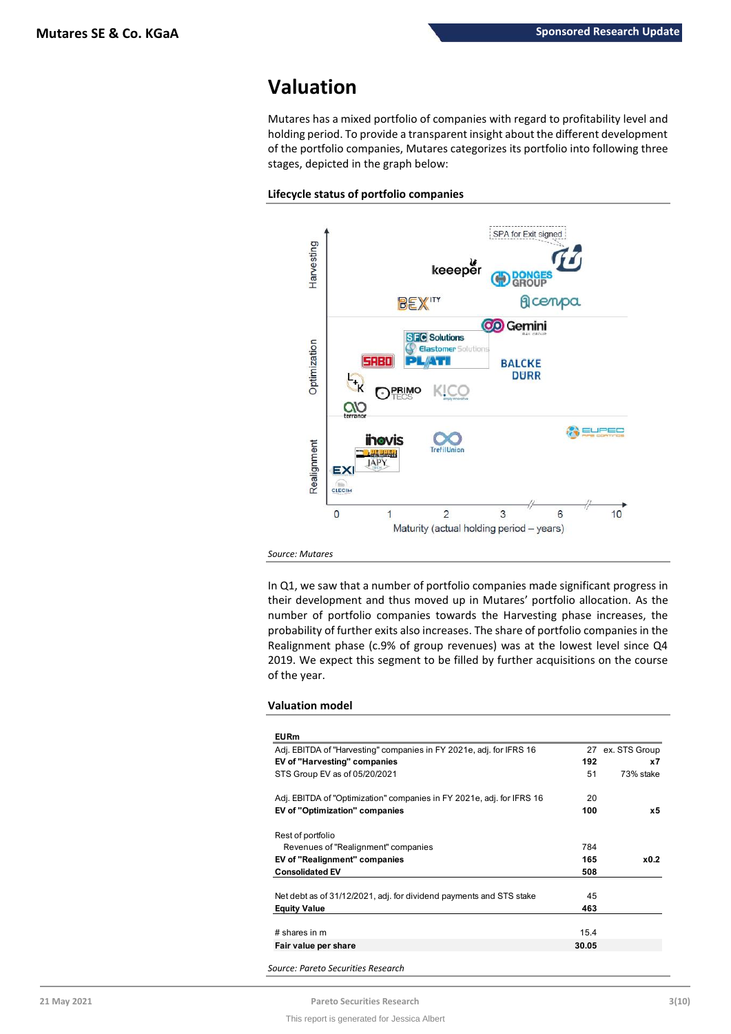## Valuation

Mutares has a mixed portfolio of companies with regard to profitability level and holding period. To provide a transparent insight about the different development of the portfolio companies, Mutares categorizes its portfolio into following three stages, depicted in the graph below:

**Lifecycle status of portfolio companies**

*Source: Mutares*

In Q1, we saw that a number of portfolio companies made significant progress in their development and thus moved up in Mutares' portfolio allocation. As the number of portfolio companies towards the Harvesting phase increases, the probability of further exits also increases. The share of portfolio companies in the Realignment phase (c.9% of group revenues) was at the lowest level since Q4 2019. We expect this segment to be filled by further acquisitions on the course of the year.

**Valuation model**

| EURm | | |
|---|---|---|
| Adj. EBITDA of "Harvesting" companies in FY 2021e, adj. for IFRS 16 | 27 | ex. STS Group |
| **EV of "Harvesting" companies** | **192** | **x7** |
| STS Group EV as of 05/20/2021 | 51 | 73% stake |
| | | |
| Adj. EBITDA of "Optimization" companies in FY 2021e, adj. for IFRS 16 | 20 | |
| **EV of "Optimization" companies** | **100** | **x5** |
| | | |
| Rest of portfolio | | |
| Revenues of "Realignment" companies | 784 | |
| **EV of "Realignment" companies** | **165** | **x0.2** |
| **Consolidated EV** | **508** | |
| | | |
| Net debt as of 31/12/2021, adj. for dividend payments and STS stake | 45 | |
| **Equity Value** | **463** | |
| | | |
| # shares in m | 15.4 | |
| **Fair value per share** | **30.05** | |

*Source: Pareto Securities Research*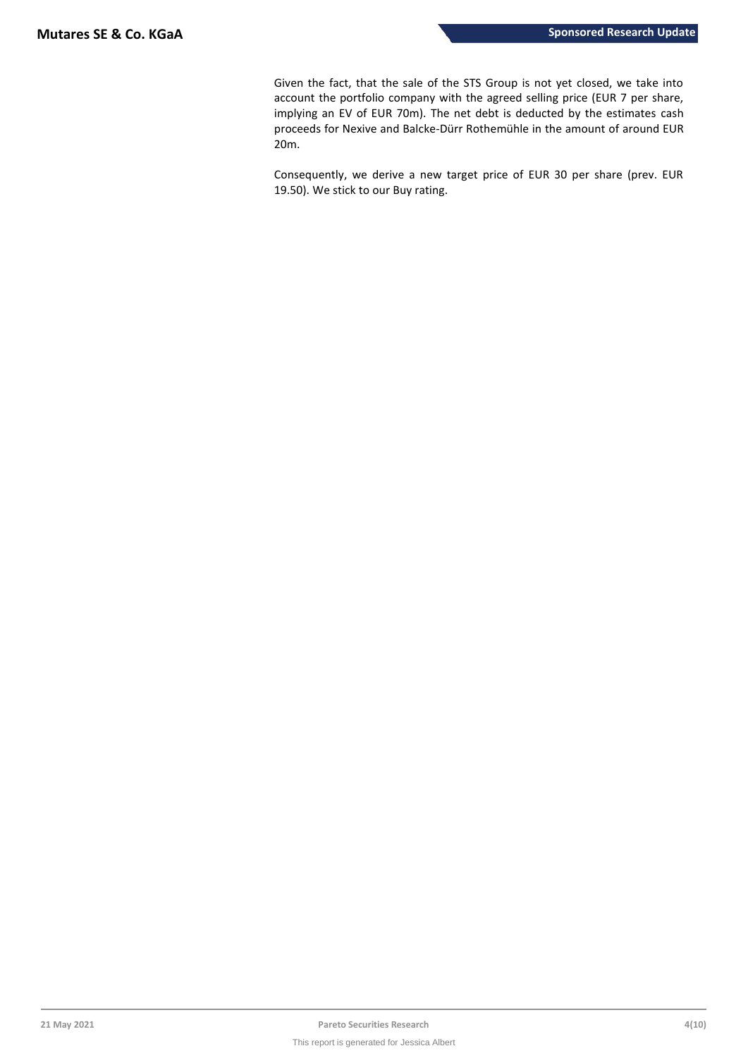Given the fact, that the sale of the STS Group is not yet closed, we take into account the portfolio company with the agreed selling price (EUR 7 per share, implying an EV of EUR 70m). The net debt is deducted by the estimates cash proceeds for Nexive and Balcke-Dürr Rothemühle in the amount of around EUR 20m.

Consequently, we derive a new target price of EUR 30 per share (prev. EUR 19.50). We stick to our Buy rating.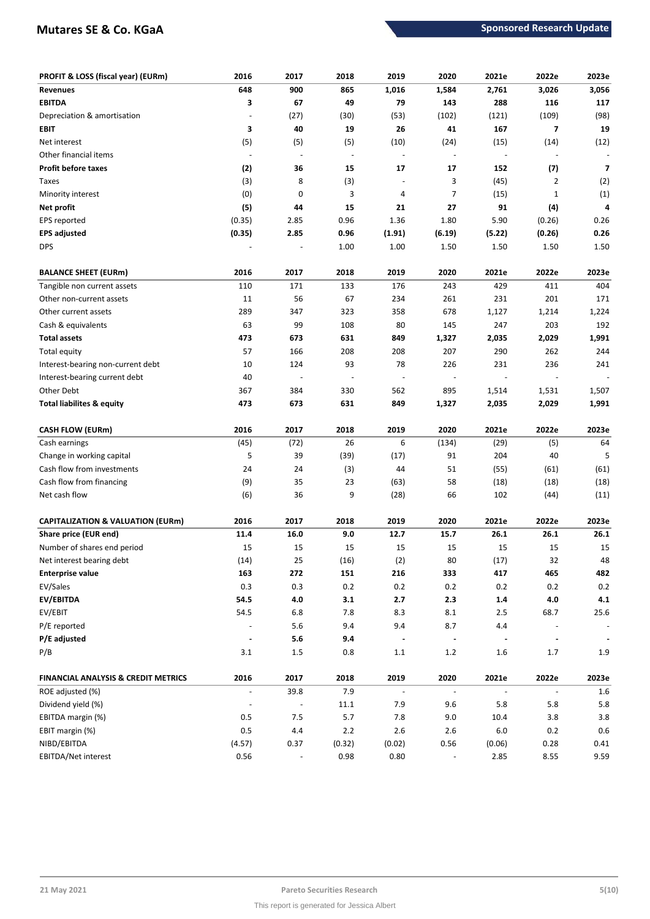| PROFIT & LOSS (fiscal year) (EURm) | 2016 | 2017 | 2018 | 2019 | 2020 | 2021e | 2022e | 2023e |
|---|---|---|---|---|---|---|---|---|
| **Revenues** | **648** | **900** | **865** | **1,016** | **1,584** | **2,761** | **3,026** | **3,056** |
| **EBITDA** | **3** | **67** | **49** | **79** | **143** | **288** | **116** | **117** |
| Depreciation & amortisation | - | (27) | (30) | (53) | (102) | (121) | (109) | (98) |
| **EBIT** | **3** | **40** | **19** | **26** | **41** | **167** | **7** | **19** |
| Net interest | (5) | (5) | (5) | (10) | (24) | (15) | (14) | (12) |
| Other financial items | - | - | - | - | - | - | - | - |
| **Profit before taxes** | **(2)** | **36** | **15** | **17** | **17** | **152** | **(7)** | **7** |
| Taxes | (3) | 8 | (3) | - | 3 | (45) | 2 | (2) |
| Minority interest | (0) | 0 | 3 | 4 | 7 | (15) | 1 | (1) |
| **Net profit** | **(5)** | **44** | **15** | **21** | **27** | **91** | **(4)** | **4** |
| EPS reported | (0.35) | 2.85 | 0.96 | 1.36 | 1.80 | 5.90 | (0.26) | 0.26 |
| **EPS adjusted** | **(0.35)** | **2.85** | **0.96** | **(1.91)** | **(6.19)** | **(5.22)** | **(0.26)** | **0.26** |
| DPS | - | - | 1.00 | 1.00 | 1.50 | 1.50 | 1.50 | 1.50 |

| BALANCE SHEET (EURm) | 2016 | 2017 | 2018 | 2019 | 2020 | 2021e | 2022e | 2023e |
|---|---|---|---|---|---|---|---|---|
| Tangible non current assets | 110 | 171 | 133 | 176 | 243 | 429 | 411 | 404 |
| Other non-current assets | 11 | 56 | 67 | 234 | 261 | 231 | 201 | 171 |
| Other current assets | 289 | 347 | 323 | 358 | 678 | 1,127 | 1,214 | 1,224 |
| Cash & equivalents | 63 | 99 | 108 | 80 | 145 | 247 | 203 | 192 |
| **Total assets** | **473** | **673** | **631** | **849** | **1,327** | **2,035** | **2,029** | **1,991** |
| Total equity | 57 | 166 | 208 | 208 | 207 | 290 | 262 | 244 |
| Interest-bearing non-current debt | 10 | 124 | 93 | 78 | 226 | 231 | 236 | 241 |
| Interest-bearing current debt | 40 | - | - | - | - | - | - | - |
| Other Debt | 367 | 384 | 330 | 562 | 895 | 1,514 | 1,531 | 1,507 |
| **Total liabilites & equity** | **473** | **673** | **631** | **849** | **1,327** | **2,035** | **2,029** | **1,991** |

| CASH FLOW (EURm) | 2016 | 2017 | 2018 | 2019 | 2020 | 2021e | 2022e | 2023e |
|---|---|---|---|---|---|---|---|---|
| Cash earnings | (45) | (72) | 26 | 6 | (134) | (29) | (5) | 64 |
| Change in working capital | 5 | 39 | (39) | (17) | 91 | 204 | 40 | 5 |
| Cash flow from investments | 24 | 24 | (3) | 44 | 51 | (55) | (61) | (61) |
| Cash flow from financing | (9) | 35 | 23 | (63) | 58 | (18) | (18) | (18) |
| Net cash flow | (6) | 36 | 9 | (28) | 66 | 102 | (44) | (11) |

| CAPITALIZATION & VALUATION (EURm) | 2016 | 2017 | 2018 | 2019 | 2020 | 2021e | 2022e | 2023e |
|---|---|---|---|---|---|---|---|---|
| **Share price (EUR end)** | **11.4** | **16.0** | **9.0** | **12.7** | **15.7** | **26.1** | **26.1** | **26.1** |
| Number of shares end period | 15 | 15 | 15 | 15 | 15 | 15 | 15 | 15 |
| Net interest bearing debt | (14) | 25 | (16) | (2) | 80 | (17) | 32 | 48 |
| **Enterprise value** | **163** | **272** | **151** | **216** | **333** | **417** | **465** | **482** |
| EV/Sales | 0.3 | 0.3 | 0.2 | 0.2 | 0.2 | 0.2 | 0.2 | 0.2 |
| **EV/EBITDA** | **54.5** | **4.0** | **3.1** | **2.7** | **2.3** | **1.4** | **4.0** | **4.1** |
| EV/EBIT | 54.5 | 6.8 | 7.8 | 8.3 | 8.1 | 2.5 | 68.7 | 25.6 |
| P/E reported | - | 5.6 | 9.4 | 9.4 | 8.7 | 4.4 | - | - |
| **P/E adjusted** | **-** | **5.6** | **9.4** | **-** | **-** | **-** | **-** | **-** |
| P/B | 3.1 | 1.5 | 0.8 | 1.1 | 1.2 | 1.6 | 1.7 | 1.9 |

| FINANCIAL ANALYSIS & CREDIT METRICS | 2016 | 2017 | 2018 | 2019 | 2020 | 2021e | 2022e | 2023e |
|---|---|---|---|---|---|---|---|---|
| ROE adjusted (%) | - | 39.8 | 7.9 | - | - | - | - | 1.6 |
| Dividend yield (%) | - | - | 11.1 | 7.9 | 9.6 | 5.8 | 5.8 | 5.8 |
| EBITDA margin (%) | 0.5 | 7.5 | 5.7 | 7.8 | 9.0 | 10.4 | 3.8 | 3.8 |
| EBIT margin (%) | 0.5 | 4.4 | 2.2 | 2.6 | 2.6 | 6.0 | 0.2 | 0.6 |
| NIBD/EBITDA | (4.57) | 0.37 | (0.32) | (0.02) | 0.56 | (0.06) | 0.28 | 0.41 |
| EBITDA/Net interest | 0.56 | - | 0.98 | 0.80 | - | 2.85 | 8.55 | 9.59 |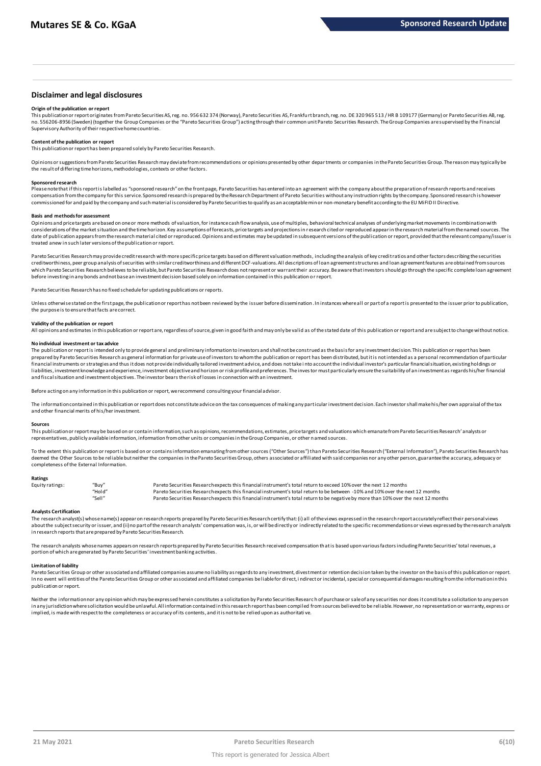## Disclaimer and legal disclosures

**Origin of the publication or report**

This publication or report originates from Pareto Securities AS, reg. no. 956 632 374 (Norway), Pareto Securities AS, Frankfurt branch, reg. no. DE 320 965 513 / HR B 109177 (Germany) or Pareto Securities AB, reg. no. 556206-8956 (Sweden) (together the Group Companies or the "Pareto Securities Group") acting through their common unit Pareto Securities Research. The Group Companies are supervised by the Financial Supervisory Authority of their respective home countries.

**Content of the publication or report**

This publication or report has been prepared solely by Pareto Securities Research.

Opinions or suggestions from Pareto Securities Research may deviate from recommendations or opinions presented by other departments or companies in the Pareto Securities Group. The reason may typically be the result of differing time horizons, methodologies, contexts or other factors.

**Sponsored research**

Please note that if this report is labelled as "sponsored research" on the front page, Pareto Securities has entered into an agreement with the company about the preparation of research reports and receives compensation from the company for this service. Sponsored research is prepared by the Research Department of Pareto Securities without any instruction rights by the company. Sponsored research is however commissioned for and paid by the company and such material is considered by Pareto Securities to qualify as an acceptable minor non-monetary benefit according to the EU MiFID II Directive.

**Basis and methods for assessment**

Opinions and price targets are based on one or more methods of valuation, for instance cash flow analysis, use of multiples, behavioral technical analyses of underlying market movements in combination with considerations of the market situation and the time horizon. Key assumptions of forecasts, price targets and projections in research cited or reproduced appear in the research material from the named sources. The date of publication appears from the research material cited or reproduced. Opinions and estimates may be updated in subsequent versions of the publication or report, provided that the relevant company/issuer is treated anew in such later versions of the publication or report.

Pareto Securities Research may provide credit research with more specific price targets based on different valuation methods, including the analysis of key credit ratios and other factors describing the securities creditworthiness, peer group analysis of securities with similar creditworthiness and different DCF-valuations. All descriptions of loan agreement structures and loan agreement features are obtained from sources which Pareto Securities Research believes to be reliable, but Pareto Securities Research does not represent or warrant their accuracy. Be aware that investors should go through the specific complete loan agreement before investing in any bonds and not base an investment decision based solely on information contained in this publication or report.

Pareto Securities Research has no fixed schedule for updating publications or reports.

Unless otherwise stated on the first page, the publication or report has not been reviewed by the issuer before dissemination. In instances where all or part of a report is presented to the issuer prior to publication, the purpose is to ensure that facts are correct.

**Validity of the publication or report**

All opinions and estimates in this publication or report are, regardless of source, given in good faith and may only be valid as of the stated date of this publication or report and are subject to change without notice.

**No individual investment or tax advice**

The publication or report is intended only to provide general and preliminary information to investors and shall not be construed as the basis for any investment decision. This publication or report has been prepared by Pareto Securities Research as general information for private use of investors to whom the publication or report has been distributed, but it is not intended as a personal recommendation of particular financial instruments or strategies and thus it does not provide individually tailored investment advice, and does not take into account the individual investor's particular financial situation, existing holdings or liabilities, investment knowledge and experience, investment objective and horizon or risk profile and preferences. The investor must particularly ensure the suitability of an investment as regards his/her financial and fiscal situation and investment objectives. The investor bears the risk of losses in connection with an investment.

Before acting on any information in this publication or report, we recommend consulting your financial advisor.

The information contained in this publication or report does not constitute advice on the tax consequences of making any particular investment decision. Each investor shall make his/her own appraisal of the tax and other financial merits of his/her investment.

**Sources**

This publication or report may be based on or contain information, such as opinions, recommendations, estimates, price targets and valuations which emanate from Pareto Securities Research' analysts or representatives, publicly available information, information from other units or companies in the Group Companies, or other named sources.

To the extent this publication or report is based on or contains information emanating from other sources ("Other Sources") than Pareto Securities Research ("External Information"), Pareto Securities Research has deemed the Other Sources to be reliable but neither the companies in the Pareto Securities Group, others associated or affiliated with said companies nor any other person, guarantee the accuracy, adequacy or completeness of the External Information.

**Ratings**

| | | |
|---|---|---|
| Equity ratings: | "Buy" | Pareto Securities Research expects this financial instrument's total return to exceed 10% over the next 12 months |
| | "Hold" | Pareto Securities Research expects this financial instrument's total return to be between -10% and 10% over the next 12 months |
| | "Sell" | Pareto Securities Research expects this financial instrument's total return to be negative by more than 10% over the next 12 months |

**Analysts Certification**

The research analyst(s) whose name(s) appear on research reports prepared by Pareto Securities Research certify that: (i) all of the views expressed in the research report accurately reflect their personal views about the subject security or issuer, and (ii) no part of the research analysts' compensation was, is, or will be directly or indirectly related to the specific recommendations or views expressed by the research analysts in research reports that are prepared by Pareto Securities Research.

The research analysts whose names appears on research reports prepared by Pareto Securities Research received compensation that is based upon various factors including Pareto Securities' total revenues, a portion of which are generated by Pareto Securities' investment banking activities.

**Limitation of liability**

Pareto Securities Group or other associated and affiliated companies assume no liability as regards to any investment, divestment or retention decision taken by the investor on the basis of this publication or report. In no event will entities of the Pareto Securities Group or other associated and affiliated companies be liable for direct, indirect or incidental, special or consequential damages resulting from the information in this publication or report.

Neither the information nor any opinion which may be expressed herein constitutes a solicitation by Pareto Securities Research of purchase or sale of any securities nor does it constitute a solicitation to any person in any jurisdiction where solicitation would be unlawful. All information contained in this research report has been compiled from sources believed to be reliable. However, no representation or warranty, express or implied, is made with respect to the completeness or accuracy of its contents, and it is not to be relied upon as authoritative.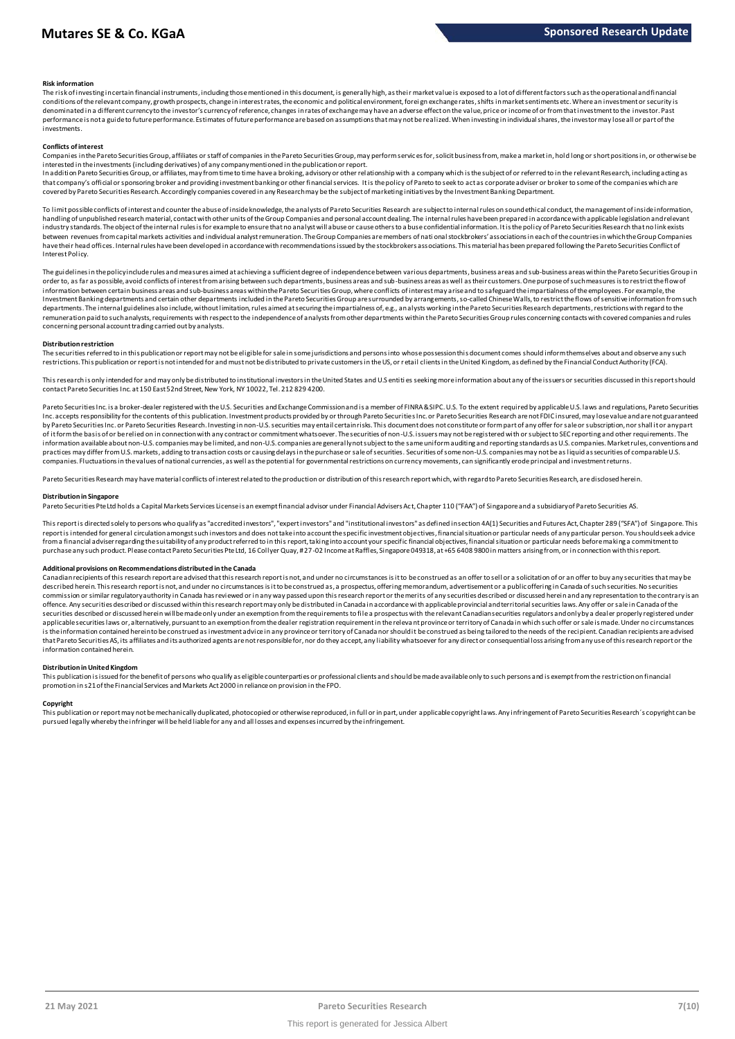**Risk information**

The risk of investing in certain financial instruments, including those mentioned in this document, is generally high, as their market value is exposed to a lot of different factors such as the operational and financial conditions of the relevant company, growth prospects, change in interest rates, the economic and political environment, foreign exchange rates, shifts in market sentiments etc. Where an investment or security is denominated in a different currency to the investor's currency of reference, changes in rates of exchange may have an adverse effect on the value, price or income of or from that investment to the investor. Past performance is not a guide to future performance. Estimates of future performance are based on assumptions that may not be realized. When investing in individual shares, the investor may lose all or part of the investments.

**Conflicts of interest**

Companies in the Pareto Securities Group, affiliates or staff of companies in the Pareto Securities Group, may perform services for, solicit business from, make a market in, hold long or short positions in, or otherwise be interested in the investments (including derivatives) of any company mentioned in the publication or report.

In addition Pareto Securities Group, or affiliates, may from time to time have a broking, advisory or other relationship with a company which is the subject of or referred to in the relevant Research, including acting as that company's official or sponsoring broker and providing investment banking or other financial services. It is the policy of Pareto to seek to act as corporate adviser or broker to some of the companies which are covered by Pareto Securities Research. Accordingly companies covered in any Research may be the subject of marketing initiatives by the Investment Banking Department.

To limit possible conflicts of interest and counter the abuse of inside knowledge, the analysts of Pareto Securities Research are subject to internal rules on sound ethical conduct, the management of inside information, handling of unpublished research material, contact with other units of the Group Companies and personal account dealing. The internal rules have been prepared in accordance with applicable legislation and relevant industry standards. The object of the internal rules is for example to ensure that no analyst will abuse or cause others to abuse confidential information. It is the policy of Pareto Securities Research that no link exists between revenues from capital markets activities and individual analyst remuneration. The Group Companies are members of national stockbrokers' associations in each of the countries in which the Group Companies have their head offices. Internal rules have been developed in accordance with recommendations issued by the stockbrokers associations. This material has been prepared following the Pareto Securities Conflict of Interest Policy.

The guidelines in the policy include rules and measures aimed at achieving a sufficient degree of independence between various departments, business areas and sub-business areas within the Pareto Securities Group in order to, as far as possible, avoid conflicts of interest from arising between such departments, business areas and sub-business areas as well as their customers. One purpose of such measures is to restrict the flow of information between certain business areas and sub-business areas within the Pareto Securities Group, where conflicts of interest may arise and to safeguard the impartialness of the employees. For example, the Investment Banking departments and certain other departments included in the Pareto Securities Group are surrounded by arrangements, so-called Chinese Walls, to restrict the flows of sensitive information from such departments. The internal guidelines also include, without limitation, rules aimed at securing the impartialness of, e.g., analysts working in the Pareto Securities Research departments, restrictions with regard to the remuneration paid to such analysts, requirements with respect to the independence of analysts from other departments within the Pareto Securities Group rules concerning contacts with covered companies and rules concerning personal account trading carried out by analysts.

**Distribution restriction**

The securities referred to in this publication or report may not be eligible for sale in some jurisdictions and persons into whose possession this document comes should inform themselves about and observe any such restrictions. This publication or report is not intended for and must not be distributed to private customers in the US, or retail clients in the United Kingdom, as defined by the Financial Conduct Authority (FCA).

This research is only intended for and may only be distributed to institutional investors in the United States and U.S entities seeking more information about any of the issuers or securities discussed in this report should contact Pareto Securities Inc. at 150 East 52nd Street, New York, NY 10022, Tel. 212 829 4200.

Pareto Securities Inc. is a broker-dealer registered with the U.S. Securities and Exchange Commission and is a member of FINRA & SIPC. U.S. To the extent required by applicable U.S. laws and regulations, Pareto Securities Inc. accepts responsibility for the contents of this publication. Investment products provided by or through Pareto Securities Inc. or Pareto Securities Research are not FDIC insured, may lose value and are not guaranteed by Pareto Securities Inc. or Pareto Securities Research. Investing in non-U.S. securities may entail certain risks. This document does not constitute or form part of any offer for sale or subscription, nor shall it or any part of it form the basis of or be relied on in connection with any contract or commitment whatsoever. The securities of non-U.S. issuers may not be registered with or subject to SEC reporting and other requirements. The information available about non-U.S. companies may be limited, and non-U.S. companies are generally not subject to the same uniform auditing and reporting standards as U.S. companies. Market rules, conventions and practices may differ from U.S. markets, adding to transaction costs or causing delays in the purchase or sale of securities. Securities of some non-U.S. companies may not be as liquid as securities of comparable U.S. companies. Fluctuations in the values of national currencies, as well as the potential for governmental restrictions on currency movements, can significantly erode principal and investment returns.

Pareto Securities Research may have material conflicts of interest related to the production or distribution of this research report which, with regard to Pareto Securities Research, are disclosed herein.

**Distribution in Singapore**

Pareto Securities Pte Ltd holds a Capital Markets Services License is an exempt financial advisor under Financial Advisers Act, Chapter 110 ("FAA") of Singapore and a subsidiary of Pareto Securities AS.

This report is directed solely to persons who qualify as "accredited investors", "expert investors" and "institutional investors" as defined in section 4A(1) Securities and Futures Act, Chapter 289 ("SFA") of Singapore. This report is intended for general circulation amongst such investors and does not take into account the specific investment objectives, financial situation or particular needs of any particular person. You should seek advice from a financial adviser regarding the suitability of any product referred to in this report, taking into account your specific financial objectives, financial situation or particular needs before making a commitment to purchase any such product. Please contact Pareto Securities Pte Ltd, 16 Collyer Quay, # 27-02 Income at Raffles, Singapore 049318, at +65 6408 9800 in matters arising from, or in connection with this report.

**Additional provisions on Recommendations distributed in the Canada**

Canadian recipients of this research report are advised that this research report is not, and under no circumstances is it to be construed as an offer to sell or a solicitation of or an offer to buy any securities that may be described herein. This research report is not, and under no circumstances is it to be construed as, a prospectus, offering memorandum, advertisement or a public offering in Canada of such securities. No securities commission or similar regulatory authority in Canada has reviewed or in any way passed upon this research report or the merits of any securities described or discussed herein and any representation to the contrary is an offence. Any securities described or discussed within this research report may only be distributed in Canada in accordance with applicable provincial and territorial securities laws. Any offer or sale in Canada of the securities described or discussed herein will be made only under an exemption from the requirements to file a prospectus with the relevant Canadian securities regulators and only by a dealer properly registered under applicable securities laws or, alternatively, pursuant to an exemption from the dealer registration requirement in the relevant province or territory of Canada in which such offer or sale is made. Under no circumstances is the information contained herein to be construed as investment advice in any province or territory of Canada nor should it be construed as being tailored to the needs of the recipient. Canadian recipients are advised that Pareto Securities AS, its affiliates and its authorized agents are not responsible for, nor do they accept, any liability whatsoever for any direct or consequential loss arising from any use of this research report or the information contained herein.

**Distribution in United Kingdom**

This publication is issued for the benefit of persons who qualify as eligible counterparties or professional clients and should be made available only to such persons and is exempt from the restriction on financial promotion in s21 of the Financial Services and Markets Act 2000 in reliance on provision in the FPO.

**Copyright**

This publication or report may not be mechanically duplicated, photocopied or otherwise reproduced, in full or in part, under applicable copyright laws. Any infringement of Pareto Securities Research´s copyright can be pursued legally whereby the infringer will be held liable for any and all losses and expenses incurred by the infringement.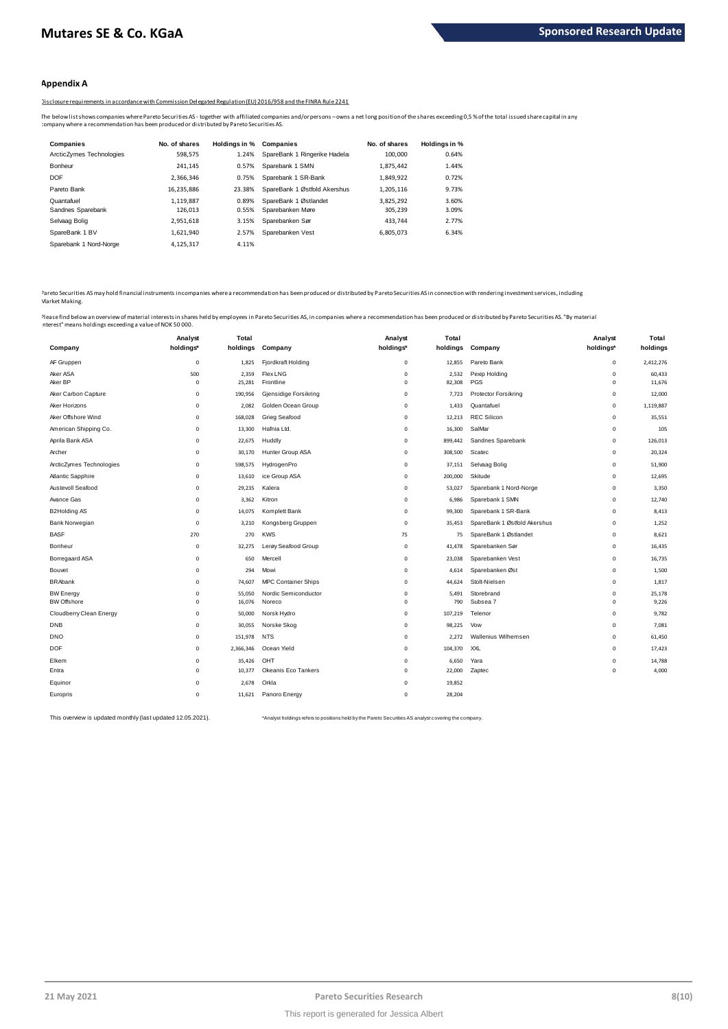## Appendix A

Disclosure requirements in accordance with Commission Delegated Regulation (EU) 2016/958 and the FINRA Rule 2241

The below list shows companies where Pareto Securities AS - together with affiliated companies and/or persons – owns a net long position of the shares exceeding 0,5 % of the total issued share capital in any company where a recommendation has been produced or distributed by Pareto Securities AS.

| Companies | No. of shares | Holdings in % | Companies | No. of shares | Holdings in % |
|---|---|---|---|---|---|
| ArcticZymes Technologies | 598,575 | 1.24% | SpareBank 1 Ringerike Hadeland | 100,000 | 0.64% |
| Bonheur | 241,145 | 0.57% | Sparebank 1 SMN | 1,875,442 | 1.44% |
| DOF | 2,366,346 | 0.75% | Sparebank 1 SR-Bank | 1,849,922 | 0.72% |
| Pareto Bank | 16,235,886 | 23.38% | SpareBank 1 Østfold Akershus | 1,205,116 | 9.73% |
| Quantafuel | 1,119,887 | 0.89% | SpareBank 1 Østlandet | 3,825,292 | 3.60% |
| Sandnes Sparebank | 126,013 | 0.55% | Sparebanken Møre | 305,239 | 3.09% |
| Selvaag Bolig | 2,951,618 | 3.15% | Sparebanken Sør | 433,744 | 2.77% |
| SpareBank 1 BV | 1,621,940 | 2.57% | Sparebanken Vest | 6,805,073 | 6.34% |
| Sparebank 1 Nord-Norge | 4,125,317 | 4.11% | | | |

Pareto Securities AS may hold financial instruments in companies where a recommendation has been produced or distributed by Pareto Securities AS in connection with rendering investment services, including Market Making.

Please find below an overview of material interests in shares held by employees in Pareto Securities AS, in companies where a recommendation has been produced or distributed by Pareto Securities AS. "By material interest" means holdings exceeding a value of NOK 50 000.

| Company | Analyst holdings* | Total holdings | Company | Analyst holdings* | Total holdings | Company | Analyst holdings* | Total holdings |
|---|---|---|---|---|---|---|---|---|
| AF Gruppen | 0 | 1,825 | Fjordkraft Holding | 0 | 12,855 | Pareto Bank | 0 | 2,412,276 |
| Aker ASA | 500 | 2,359 | Flex LNG | 0 | 2,532 | Pexip Holding | 0 | 60,433 |
| Aker BP | 0 | 25,281 | Frontline | 0 | 82,308 | PGS | 0 | 11,676 |
| Aker Carbon Capture | 0 | 190,956 | Gjensidige Forsikring | 0 | 7,723 | Protector Forsikring | 0 | 12,000 |
| Aker Horizons | 0 | 2,082 | Golden Ocean Group | 0 | 1,433 | Quantafuel | 0 | 1,119,887 |
| Aker Offshore Wind | 0 | 168,028 | Grieg Seafood | 0 | 12,213 | REC Silicon | 0 | 35,551 |
| American Shipping Co. | 0 | 13,300 | Hafnia Ltd. | 0 | 16,300 | SalMar | 0 | 105 |
| Aprila Bank ASA | 0 | 22,675 | Huddly | 0 | 899,442 | Sandnes Sparebank | 0 | 126,013 |
| Archer | 0 | 30,170 | Hunter Group ASA | 0 | 308,500 | Scatec | 0 | 20,324 |
| ArcticZymes Technologies | 0 | 598,575 | HydrogenPro | 0 | 37,151 | Selvaag Bolig | 0 | 51,900 |
| Atlantic Sapphire | 0 | 13,610 | ice Group ASA | 0 | 200,000 | Skitude | 0 | 12,695 |
| Austevoll Seafood | 0 | 29,235 | Kalera | 0 | 53,027 | Sparebank 1 Nord-Norge | 0 | 3,350 |
| Avance Gas | 0 | 3,362 | Kitron | 0 | 6,986 | Sparebank 1 SMN | 0 | 12,740 |
| B2Holding AS | 0 | 14,075 | Komplett Bank | 0 | 99,300 | Sparebank 1 SR-Bank | 0 | 8,413 |
| Bank Norwegian | 0 | 3,210 | Kongsberg Gruppen | 0 | 35,453 | SpareBank 1 Østfold Akershus | 0 | 1,252 |
| BASF | 270 | 270 | KWS | 75 | 75 | SpareBank 1 Østlandet | 0 | 8,621 |
| Bonheur | 0 | 32,275 | Lerøy Seafood Group | 0 | 41,478 | Sparebanken Sør | 0 | 16,435 |
| Borregaard ASA | 0 | 650 | Mercell | 0 | 23,038 | Sparebanken Vest | 0 | 16,735 |
| Bouvet | 0 | 294 | Mowi | 0 | 4,614 | Sparebanken Øst | 0 | 1,500 |
| BRAbank | 0 | 74,607 | MPC Container Ships | 0 | 44,624 | Stolt-Nielsen | 0 | 1,817 |
| BW Energy | 0 | 55,050 | Nordic Semiconductor | 0 | 5,491 | Storebrand | 0 | 25,178 |
| BW Offshore | 0 | 16,076 | Noreco | 0 | 790 | Subsea 7 | 0 | 9,226 |
| Cloudberry Clean Energy | 0 | 50,000 | Norsk Hydro | 0 | 107,219 | Telenor | 0 | 9,782 |
| DNB | 0 | 30,055 | Norske Skog | 0 | 98,225 | Vow | 0 | 7,081 |
| DNO | 0 | 151,978 | NTS | 0 | 2,272 | Wallenius Wilhemsen | 0 | 61,450 |
| DOF | 0 | 2,366,346 | Ocean Yield | 0 | 104,370 | XXL | 0 | 17,423 |
| Elkem | 0 | 35,426 | OHT | 0 | 6,650 | Yara | 0 | 14,788 |
| Entra | 0 | 10,377 | Okeanis Eco Tankers | 0 | 22,000 | Zaptec | 0 | 4,000 |
| Equinor | 0 | 2,678 | Orkla | 0 | 19,852 | | | |
| Europris | 0 | 11,621 | Panoro Energy | 0 | 28,204 | | | |

This overview is updated monthly (last updated 12.05.2021).

*Analyst holdings refers to positions held by the Pareto Securities AS analyst covering the company.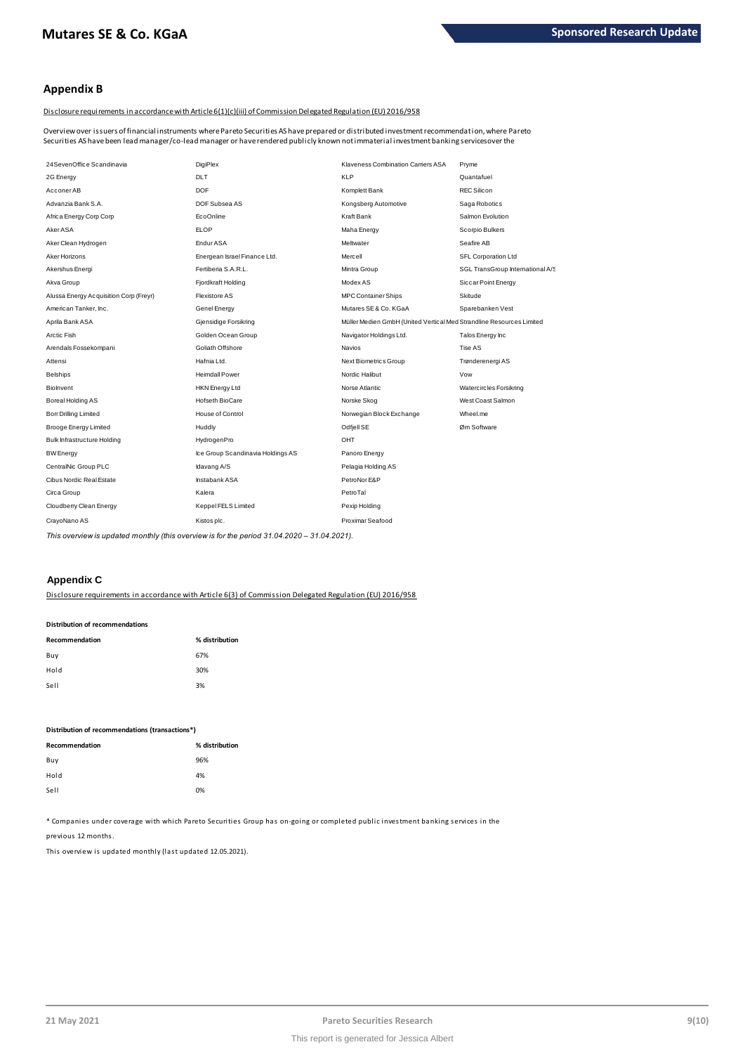## Appendix B

Disclosure requirements in accordance with Article 6(1)(c)(iii) of Commission Delegated Regulation (EU) 2016/958

Overview over issuers of financial instruments where Pareto Securities AS have prepared or distributed investment recommendation, where Pareto Securities AS have been lead manager/co-lead manager or have rendered publicly known not immaterial investment banking services over the

| | | | |
|---|---|---|---|
| 24SevenOffice Scandinavia | DigiPlex | Klaveness Combination Carriers ASA | Pryme |
| 2G Energy | DLT | KLP | Quantafuel |
| Acconer AB | DOF | Komplett Bank | REC Silicon |
| Advanzia Bank S.A. | DOF Subsea AS | Kongsberg Automotive | Saga Robotics |
| Africa Energy Corp Corp | EcoOnline | Kraft Bank | Salmon Evolution |
| Aker ASA | ELOP | Maha Energy | Scorpio Bulkers |
| Aker Clean Hydrogen | Endur ASA | Meltwater | Seafire AB |
| Aker Horizons | Energean Israel Finance Ltd. | Mercell | SFL Corporation Ltd |
| Akershus Energi | Fertiberia S.A.R.L. | Mintra Group | SGL TransGroup International A/S |
| Akva Group | Fjordkraft Holding | Modex AS | Siccar Point Energy |
| Alussa Energy Acquisition Corp (Freyr) | Flexistore AS | MPC Container Ships | Skitude |
| American Tanker, Inc. | Genel Energy | Mutares SE & Co. KGaA | Sparebanken Vest |
| Aprila Bank ASA | Gjensidige Forsikring | Müller Medien GmbH (United Vertical Med | Strandline Resources Limited |
| Arctic Fish | Golden Ocean Group | Navigator Holdings Ltd. | Talos Energy Inc |
| Arendals Fossekompani | Goliath Offshore | Navios | Tise AS |
| Attensi | Hafnia Ltd. | Next Biometrics Group | Trønderenergi AS |
| Belships | Heimdall Power | Nordic Halibut | Vow |
| BioInvent | HKN Energy Ltd | Norse Atlantic | Watercircles Forsikring |
| Boreal Holding AS | Hofseth BioCare | Norske Skog | West Coast Salmon |
| Borr Drilling Limited | House of Control | Norwegian Block Exchange | Wheel.me |
| Brooge Energy Limited | Huddly | Odfjell SE | Ørn Software |
| Bulk Infrastructure Holding | HydrogenPro | OHT | |
| BW Energy | Ice Group Scandinavia Holdings AS | Panoro Energy | |
| CentralNic Group PLC | Idavang A/S | Pelagia Holding AS | |
| Cibus Nordic Real Estate | Instabank ASA | PetroNor E&P | |
| Circa Group | Kalera | PetroTal | |
| Cloudberry Clean Energy | Keppel FELS Limited | Pexip Holding | |
| CrayoNano AS | Kistos plc. | Proximar Seafood | |

*This overview is updated monthly (this overview is for the period 31.04.2020 – 31.04.2021).*

## Appendix C

Disclosure requirements in accordance with Article 6(3) of Commission Delegated Regulation (EU) 2016/958

**Distribution of recommendations**

| Recommendation | % distribution |
|---|---|
| Buy | 67% |
| Hold | 30% |
| Sell | 3% |

**Distribution of recommendations (transactions\*)**

| Recommendation | % distribution |
|---|---|
| Buy | 96% |
| Hold | 4% |
| Sell | 0% |

\* Companies under coverage with which Pareto Securities Group has on-going or completed public investment banking services in the previous 12 months.

This overview is updated monthly (last updated 12.05.2021).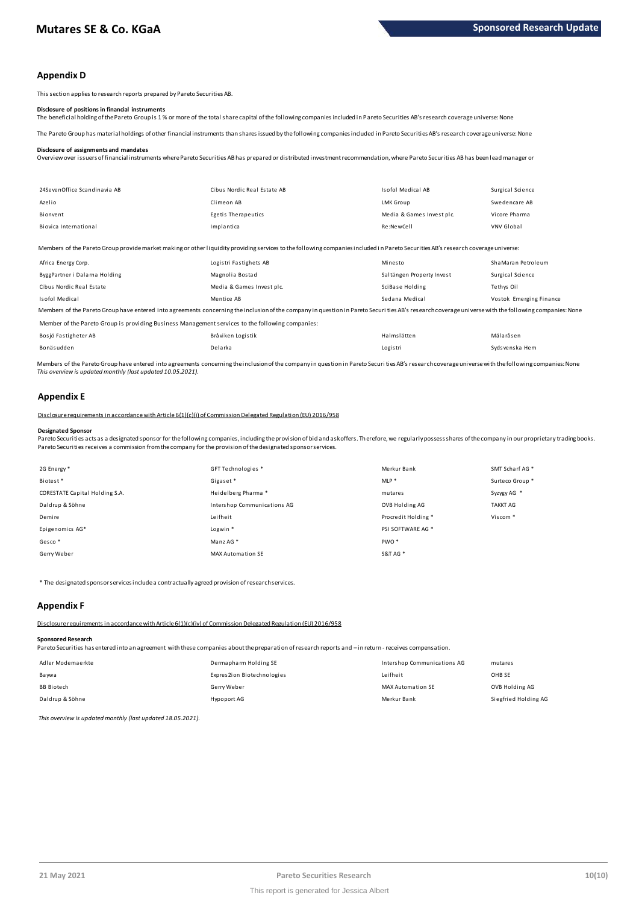## Appendix D

This section applies to research reports prepared by Pareto Securities AB.

**Disclosure of positions in financial instruments**

The beneficial holding of the Pareto Group is 1 % or more of the total share capital of the following companies included in Pareto Securities AB's research coverage universe: None

The Pareto Group has material holdings of other financial instruments than shares issued by the following companies included in Pareto Securities AB's research coverage universe: None

**Disclosure of assignments and mandates**

Overview over issuers of financial instruments where Pareto Securities AB has prepared or distributed investment recommendation, where Pareto Securities AB has been lead manager or

| | | | |
|---|---|---|---|
| 24SevenOffice Scandinavia AB | Cibus Nordic Real Estate AB | Isofol Medical AB | Surgical Science |
| Azelio | Climeon AB | LMK Group | Swedencare AB |
| Bionvent | Egetis Therapeutics | Media & Games Invest plc. | Vicore Pharma |
| Biovica International | Implantica | Re:NewCell | VNV Global |

Members of the Pareto Group provide market making or other liquidity providing services to the following companies included in Pareto Securities AB's research coverage universe:

| | | | |
|---|---|---|---|
| Africa Energy Corp. | Logistri Fastighets AB | Minesto | ShaMaran Petroleum |
| ByggPartner i Dalarna Holding | Magnolia Bostad | Saltängen Property Invest | Surgical Science |
| Cibus Nordic Real Estate | Media & Games Invest plc. | SciBase Holding | Tethys Oil |
| Isofol Medical | Mentice AB | Sedana Medical | Vostok Emerging Finance |

Members of the Pareto Group have entered into agreements concerning the inclusion of the company in question in Pareto Securities AB's research coverage universe with the following companies: None

Member of the Pareto Group is providing Business Management services to the following companies:

| | | | |
|---|---|---|---|
| Bosjö Fastigheter AB | Bråviken Logistik | Halmslätten | Mälaråsen |
| Bonäsudden | Delarka | Logistri | Sydsvenska Hem |

Members of the Pareto Group have entered into agreements concerning the inclusion of the company in question in Pareto Securities AB's research coverage universe with the following companies: None

*This overview is updated monthly (last updated 10.05.2021).*

## Appendix E

Disclosure requirements in accordance with Article 6(1)(c)(i) of Commission Delegated Regulation (EU) 2016/958

**Designated Sponsor**

Pareto Securities acts as a designated sponsor for the following companies, including the provision of bid and ask offers. Therefore, we regularly possess shares of the company in our proprietary trading books. Pareto Securities receives a commission from the company for the provision of the designated sponsor services.

| | | | |
|---|---|---|---|
| 2G Energy * | GFT Technologies * | Merkur Bank | SMT Scharf AG * |
| Biotest * | Gigaset * | MLP * | Surteco Group * |
| CORESTATE Capital Holding S.A. | Heidelberg Pharma * | mutares | Syzygy AG * |
| Daldrup & Söhne | Intershop Communications AG | OVB Holding AG | TAKKT AG |
| Demire | Leifheit | Procredit Holding * | Viscom * |
| Epigenomics AG* | Logwin * | PSI SOFTWARE AG * | |
| Gesco * | Manz AG * | PWO * | |
| Gerry Weber | MAX Automation SE | S&T AG * | |

* The designated sponsor services include a contractually agreed provision of research services.

## Appendix F

Disclosure requirements in accordance with Article 6(1)(c)(iv) of Commission Delegated Regulation (EU) 2016/958

**Sponsored Research**

Pareto Securities has entered into an agreement with these companies about the preparation of research reports and – in return - receives compensation.

| | | | |
|---|---|---|---|
| Adler Modemaerkte | Dermapharm Holding SE | Intershop Communications AG | mutares |
| Baywa | Expres2ion Biotechnologies | Leifheit | OHB SE |
| BB Biotech | Gerry Weber | MAX Automation SE | OVB Holding AG |
| Daldrup & Söhne | Hypoport AG | Merkur Bank | Siegfried Holding AG |

*This overview is updated monthly (last updated 18.05.2021).*